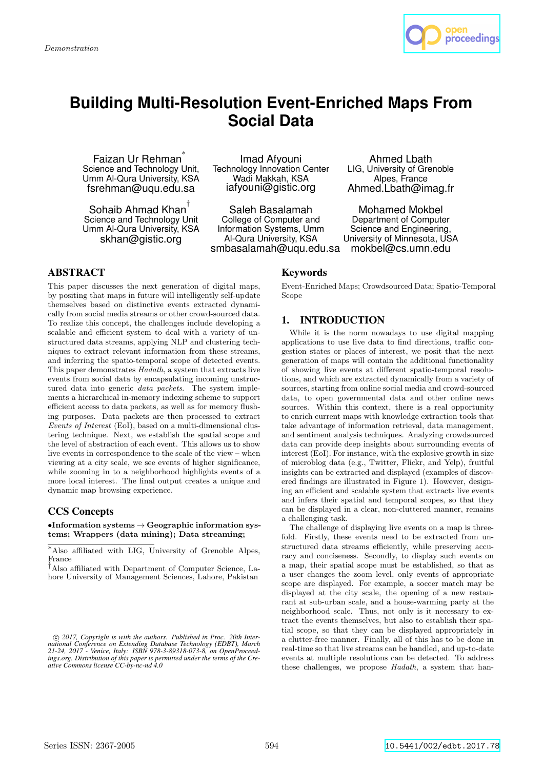Demonstration

# Building Multi-Resolution Event-Enriched Maps From Social Data

Faizan Ur Rehman[*]
Science and Technology Unit, Umm Al-Qura University, KSA
fsrehman@uqu.edu.sa

Imad Afyouni
Technology Innovation Center Wadi Makkah, KSA
iafyouni@gistic.org

Ahmed Lbath
LIG, University of Grenoble Alpes, France
Ahmed.Lbath@imag.fr

Sohaib Ahmad Khan[†]
Science and Technology Unit Umm Al-Qura University, KSA
skhan@gistic.org

Saleh Basalamah
College of Computer and Information Systems, Umm Al-Qura University, KSA
smbasalamah@uqu.edu.sa

Mohamed Mokbel
Department of Computer Science and Engineering, University of Minnesota, USA
mokbel@cs.umn.edu

## ABSTRACT

This paper discusses the next generation of digital maps, by positing that maps in future will intelligently self-update themselves based on distinctive events extracted dynamically from social media streams or other crowd-sourced data. To realize this concept, the challenges include developing a scalable and efficient system to deal with a variety of unstructured data streams, applying NLP and clustering techniques to extract relevant information from these streams, and inferring the spatio-temporal scope of detected events. This paper demonstrates *Hadath*, a system that extracts live events from social data by encapsulating incoming unstructured data into generic *data packets*. The system implements a hierarchical in-memory indexing scheme to support efficient access to data packets, as well as for memory flushing purposes. Data packets are then processed to extract *Events of Interest* (EoI), based on a multi-dimensional clustering technique. Next, we establish the spatial scope and the level of abstraction of each event. This allows us to show live events in correspondence to the scale of the view – when viewing at a city scale, we see events of higher significance, while zooming in to a neighborhood highlights events of a more local interest. The final output creates a unique and dynamic map browsing experience.

## CCS Concepts

•**Information systems → Geographic information systems; Wrappers (data mining); Data streaming;**

[*]Also affiliated with LIG, University of Grenoble Alpes, France

[†]Also affiliated with Department of Computer Science, Lahore University of Management Sciences, Lahore, Pakistan

*© 2017, Copyright is with the authors. Published in Proc. 20th International Conference on Extending Database Technology (EDBT), March 21-24, 2017 - Venice, Italy: ISBN 978-3-89318-073-8, on OpenProceedings.org. Distribution of this paper is permitted under the terms of the Creative Commons license CC-by-nc-nd 4.0*

## Keywords

Event-Enriched Maps; Crowdsourced Data; Spatio-Temporal Scope

## 1. INTRODUCTION

While it is the norm nowadays to use digital mapping applications to use live data to find directions, traffic congestion states or places of interest, we posit that the next generation of maps will contain the additional functionality of showing live events at different spatio-temporal resolutions, and which are extracted dynamically from a variety of sources, starting from online social media and crowd-sourced data, to open governmental data and other online news sources. Within this context, there is a real opportunity to enrich current maps with knowledge extraction tools that take advantage of information retrieval, data management, and sentiment analysis techniques. Analyzing crowdsourced data can provide deep insights about surrounding events of interest (EoI). For instance, with the explosive growth in size of microblog data (e.g., Twitter, Flickr, and Yelp), fruitful insights can be extracted and displayed (examples of discovered findings are illustrated in Figure 1). However, designing an efficient and scalable system that extracts live events and infers their spatial and temporal scopes, so that they can be displayed in a clear, non-cluttered manner, remains a challenging task.

The challenge of displaying live events on a map is three-fold. Firstly, these events need to be extracted from unstructured data streams efficiently, while preserving accuracy and conciseness. Secondly, to display such events on a map, their spatial scope must be established, so that as a user changes the zoom level, only events of appropriate scope are displayed. For example, a soccer match may be displayed at the city scale, the opening of a new restaurant at sub-urban scale, and a house-warming party at the neighborhood scale. Thus, not only is it necessary to extract the events themselves, but also to establish their spatial scope, so that they can be displayed appropriately in a clutter-free manner. Finally, all of this has to be done in real-time so that live streams can be handled, and up-to-date events at multiple resolutions can be detected. To address these challenges, we propose *Hadath*, a system that han-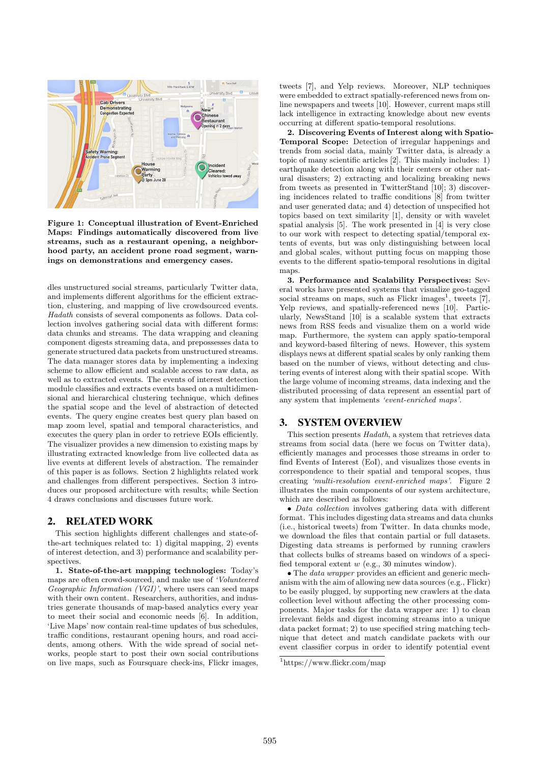**Figure 1: Conceptual illustration of Event-Enriched Maps: Findings automatically discovered from live streams, such as a restaurant opening, a neighborhood party, an accident prone road segment, warnings on demonstrations and emergency cases.**

dles unstructured social streams, particularly Twitter data, and implements different algorithms for the efficient extraction, clustering, and mapping of live crowdsourced events. *Hadath* consists of several components as follows. Data collection involves gathering social data with different forms: data chunks and streams. The data wrapping and cleaning component digests streaming data, and prepossesses data to generate structured data packets from unstructured streams. The data manager stores data by implementing a indexing scheme to allow efficient and scalable access to raw data, as well as to extracted events. The events of interest detection module classifies and extracts events based on a multidimensional and hierarchical clustering technique, which defines the spatial scope and the level of abstraction of detected events. The query engine creates best query plan based on map zoom level, spatial and temporal characteristics, and executes the query plan in order to retrieve EOIs efficiently. The visualizer provides a new dimension to existing maps by illustrating extracted knowledge from live collected data as live events at different levels of abstraction. The remainder of this paper is as follows. Section 2 highlights related work and challenges from different perspectives. Section 3 introduces our proposed architecture with results; while Section 4 draws conclusions and discusses future work.

## 2. RELATED WORK

This section highlights different challenges and state-of-the-art techniques related to: 1) digital mapping, 2) events of interest detection, and 3) performance and scalability perspectives.

**1. State-of-the-art mapping technologies:** Today's maps are often crowd-sourced, and make use of *'Volunteered Geographic Information (VGI)'*, where users can seed maps with their own content. Researchers, authorities, and industries generate thousands of map-based analytics every year to meet their social and economic needs [6]. In addition, 'Live Maps' now contain real-time updates of bus schedules, traffic conditions, restaurant opening hours, and road accidents, among others. With the wide spread of social networks, people start to post their own social contributions on live maps, such as Foursquare check-ins, Flickr images, tweets [7], and Yelp reviews. Moreover, NLP techniques were embedded to extract spatially-referenced news from online newspapers and tweets [10]. However, current maps still lack intelligence in extracting knowledge about new events occurring at different spatio-temporal resolutions.

**2. Discovering Events of Interest along with Spatio-Temporal Scope:** Detection of irregular happenings and trends from social data, mainly Twitter data, is already a topic of many scientific articles [2]. This mainly includes: 1) earthquake detection along with their centers or other natural disasters; 2) extracting and localizing breaking news from tweets as presented in TwitterStand [10]; 3) discovering incidences related to traffic conditions [8] from twitter and user generated data; and 4) detection of unspecified hot topics based on text similarity [1], density or with wavelet spatial analysis [5]. The work presented in [4] is very close to our work with respect to detecting spatial/temporal extents of events, but was only distinguishing between local and global scales, without putting focus on mapping those events to the different spatio-temporal resolutions in digital maps.

**3. Performance and Scalability Perspectives:** Several works have presented systems that visualize geo-tagged social streams on maps, such as Flickr images[1], tweets [7], Yelp reviews, and spatially-referenced news [10]. Particularly, NewsStand [10] is a scalable system that extracts news from RSS feeds and visualize them on a world wide map. Furthermore, the system can apply spatio-temporal and keyword-based filtering of news. However, this system displays news at different spatial scales by only ranking them based on the number of views, without detecting and clustering events of interest along with their spatial scope. With the large volume of incoming streams, data indexing and the distributed processing of data represent an essential part of any system that implements *'event-enriched maps'*.

## 3. SYSTEM OVERVIEW

This section presents *Hadath*, a system that retrieves data streams from social data (here we focus on Twitter data), efficiently manages and processes those streams in order to find Events of Interest (EoI), and visualizes those events in correspondence to their spatial and temporal scopes, thus creating *'multi-resolution event-enriched maps'*. Figure 2 illustrates the main components of our system architecture, which are described as follows:

- *Data collection* involves gathering data with different format. This includes digesting data streams and data chunks (i.e., historical tweets) from Twitter. In data chunks mode, we download the files that contain partial or full datasets. Digesting data streams is performed by running crawlers that collects bulks of streams based on windows of a specified temporal extent $w$ (e.g., 30 minutes window).
- The *data wrapper* provides an efficient and generic mechanism with the aim of allowing new data sources (e.g., Flickr) to be easily plugged, by supporting new crawlers at the data collection level without affecting the other processing components. Major tasks for the data wrapper are: 1) to clean irrelevant fields and digest incoming streams into a unique data packet format; 2) to use specified string matching technique that detect and match candidate packets with our event classifier corpus in order to identify potential event

[1] https://www.flickr.com/map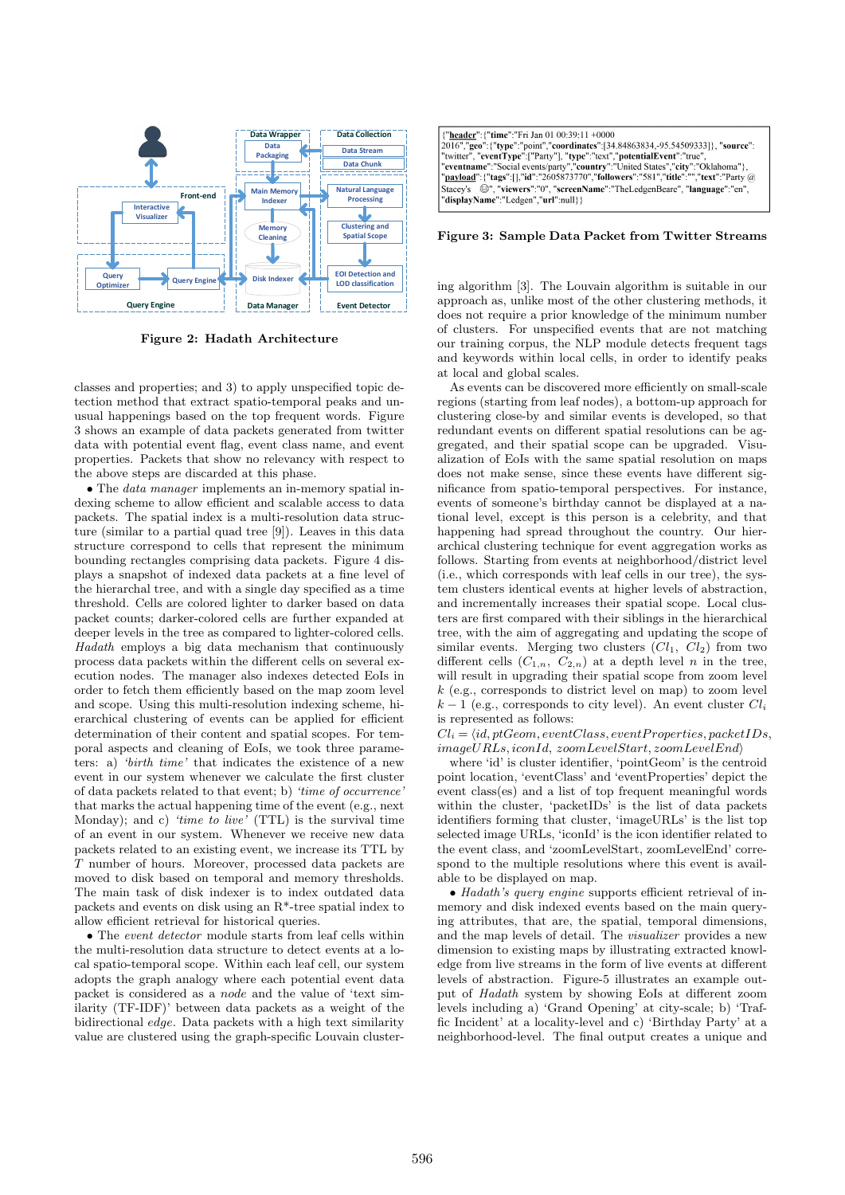Figure 2: Hadath Architecture

classes and properties; and 3) to apply unspecified topic detection method that extract spatio-temporal peaks and unusual happenings based on the top frequent words. Figure 3 shows an example of data packets generated from twitter data with potential event flag, event class name, and event properties. Packets that show no relevancy with respect to the above steps are discarded at this phase.

- The *data manager* implements an in-memory spatial indexing scheme to allow efficient and scalable access to data packets. The spatial index is a multi-resolution data structure (similar to a partial quad tree [9]). Leaves in this data structure correspond to cells that represent the minimum bounding rectangles comprising data packets. Figure 4 displays a snapshot of indexed data packets at a fine level of the hierarchical tree, and with a single day specified as a time threshold. Cells are colored lighter to darker based on data packet counts; darker-colored cells are further expanded at deeper levels in the tree as compared to lighter-colored cells. *Hadath* employs a big data mechanism that continuously process data packets within the different cells on several execution nodes. The manager also indexes detected EoIs in order to fetch them efficiently based on the map zoom level and scope. Using this multi-resolution indexing scheme, hierarchical clustering of events can be applied for efficient determination of their content and spatial scopes. For temporal aspects and cleaning of EoIs, we took three parameters: a) *'birth time'* that indicates the existence of a new event in our system whenever we calculate the first cluster of data packets related to that event; b) *'time of occurrence'* that marks the actual happening time of the event (e.g., next Monday); and c) *'time to live'* (TTL) is the survival time of an event in our system. Whenever we receive new data packets related to an existing event, we increase its TTL by $T$ number of hours. Moreover, processed data packets are moved to disk based on temporal and memory thresholds. The main task of disk indexer is to index outdated data packets and events on disk using an R*-tree spatial index to allow efficient retrieval for historical queries.

- The *event detector* module starts from leaf cells within the multi-resolution data structure to detect events at a local spatio-temporal scope. Within each leaf cell, our system adopts the graph analogy where each potential event data packet is considered as a *node* and the value of 'text similarity (TF-IDF)' between data packets as a weight of the bidirectional *edge*. Data packets with a high text similarity value are clustered using the graph-specific Louvain clustering algorithm [3]. The Louvain algorithm is suitable in our approach as, unlike most of the other clustering methods, it does not require a prior knowledge of the minimum number of clusters. For unspecified events that are not matching our training corpus, the NLP module detects frequent tags and keywords within local cells, in order to identify peaks at local and global scales.

```
{"header":{"time":"Fri Jan 01 00:39:11 +0000 2016","geo":{"type":"point","coordinates":[34.84863834,-95.54509333]}, "source": "twitter", "eventType":["Party"], "type":"text","potentialEvent":"true", "eventname":"Social events/party","country":"United States","city":"Oklahoma"}, "payload":{"tags":[],"id":"2605873770","followers":"581","title":"","text":"Party @ Stacey's ☺", "viewers":"0", "screenName":"TheLedgenBeare", "language":"en", "displayName":"Ledgen","url":null}}
```

Figure 3: Sample Data Packet from Twitter Streams

As events can be discovered more efficiently on small-scale regions (starting from leaf nodes), a bottom-up approach for clustering close-by and similar events is developed, so that redundant events on different spatial resolutions can be aggregated, and their spatial scope can be upgraded. Visualization of EoIs with the same spatial resolution on maps does not make sense, since these events have different significance from spatio-temporal perspectives. For instance, events of someone's birthday cannot be displayed at a national level, except is this person is a celebrity, and that happening had spread throughout the country. Our hierarchical clustering technique for event aggregation works as follows. Starting from events at neighborhood/district level (i.e., which corresponds with leaf cells in our tree), the system clusters identical events at higher levels of abstraction, and incrementally increases their spatial scope. Local clusters are first compared with their siblings in the hierarchical tree, with the aim of aggregating and updating the scope of similar events. Merging two clusters ($Cl_1$, $Cl_2$) from two different cells ($C_{1,n}$, $C_{2,n}$) at a depth level $n$ in the tree, will result in upgrading their spatial scope from zoom level $k$ (e.g., corresponds to district level on map) to zoom level $k-1$ (e.g., corresponds to city level). An event cluster $Cl_i$ is represented as follows:

$Cl_i = \langle id, ptGeom, eventClass, eventProperties, packetIDs, imageURLs, iconId, zoomLevelStart, zoomLevelEnd\rangle$

where 'id' is cluster identifier, 'pointGeom' is the centroid point location, 'eventClass' and 'eventProperties' depict the event class(es) and a list of top frequent meaningful words within the cluster, 'packetIDs' is the list of data packets identifiers forming that cluster, 'imageURLs' is the list top selected image URLs, 'iconId' is the icon identifier related to the event class, and 'zoomLevelStart, zoomLevelEnd' correspond to the multiple resolutions where this event is available to be displayed on map.

- *Hadath's query engine* supports efficient retrieval of in-memory and disk indexed events based on the main querying attributes, that are, the spatial, temporal dimensions, and the map levels of detail. The *visualizer* provides a new dimension to existing maps by illustrating extracted knowledge from live streams in the form of live events at different levels of abstraction. Figure-5 illustrates an example output of *Hadath* system by showing EoIs at different zoom levels including a) 'Grand Opening' at city-scale; b) 'Traffic Incident' at a locality-level and c) 'Birthday Party' at a neighborhood-level. The final output creates a unique and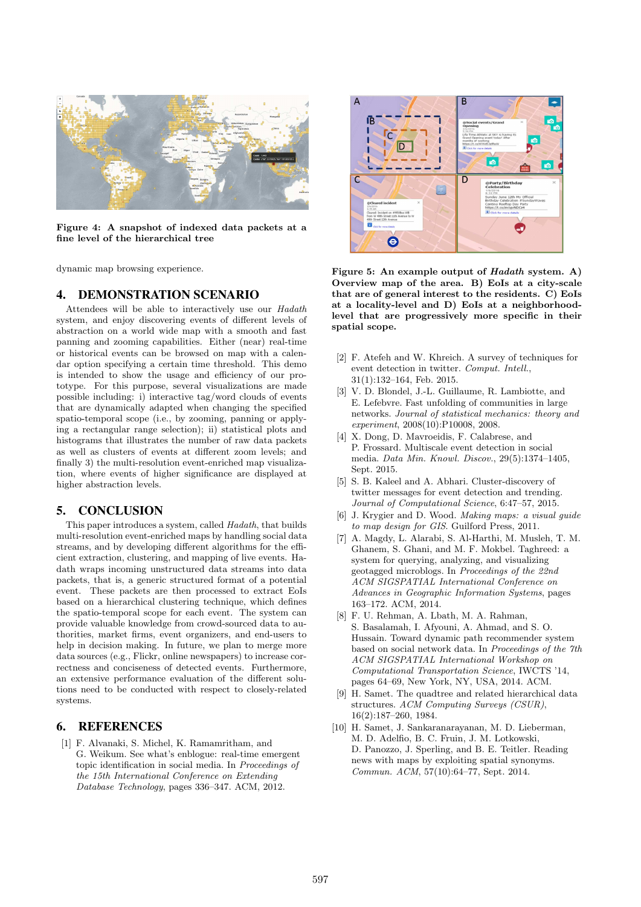**Figure 4: A snapshot of indexed data packets at a fine level of the hierarchical tree**

dynamic map browsing experience.

## 4. DEMONSTRATION SCENARIO

Attendees will be able to interactively use our *Hadath* system, and enjoy discovering events of different levels of abstraction on a world wide map with a smooth and fast panning and zooming capabilities. Either (near) real-time or historical events can be browsed on map with a calendar option specifying a certain time threshold. This demo is intended to show the usage and efficiency of our prototype. For this purpose, several visualizations are made possible including: i) interactive tag/word clouds of events that are dynamically adapted when changing the specified spatio-temporal scope (i.e., by zooming, panning or applying a rectangular range selection); ii) statistical plots and histograms that illustrates the number of raw data packets as well as clusters of events at different zoom levels; and finally 3) the multi-resolution event-enriched map visualization, where events of higher significance are displayed at higher abstraction levels.

## 5. CONCLUSION

This paper introduces a system, called *Hadath*, that builds multi-resolution event-enriched maps by handling social data streams, and by developing different algorithms for the efficient extraction, clustering, and mapping of live events. Hadath wraps incoming unstructured data streams into data packets, that is, a generic structured format of a potential event. These packets are then processed to extract EoIs based on a hierarchical clustering technique, which defines the spatio-temporal scope for each event. The system can provide valuable knowledge from crowd-sourced data to authorities, market firms, event organizers, and end-users to help in decision making. In future, we plan to merge more data sources (e.g., Flickr, online newspapers) to increase correctness and conciseness of detected events. Furthermore, an extensive performance evaluation of the different solutions need to be conducted with respect to closely-related systems.

## 6. REFERENCES

[1] F. Alvanaki, S. Michel, K. Ramamritham, and G. Weikum. See what's enblogue: real-time emergent topic identification in social media. In *Proceedings of the 15th International Conference on Extending Database Technology*, pages 336–347. ACM, 2012.

**Figure 5: An example output of *Hadath* system. A) Overview map of the area. B) EoIs at a city-scale that are of general interest to the residents. C) EoIs at a locality-level and D) EoIs at a neighborhood-level that are progressively more specific in their spatial scope.**

[2] F. Atefeh and W. Khreich. A survey of techniques for event detection in twitter. *Comput. Intell.*, 31(1):132–164, Feb. 2015.

[3] V. D. Blondel, J.-L. Guillaume, R. Lambiotte, and E. Lefebvre. Fast unfolding of communities in large networks. *Journal of statistical mechanics: theory and experiment*, 2008(10):P10008, 2008.

[4] X. Dong, D. Mavroeidis, F. Calabrese, and P. Frossard. Multiscale event detection in social media. *Data Min. Knowl. Discov.*, 29(5):1374–1405, Sept. 2015.

[5] S. B. Kaleel and A. Abhari. Cluster-discovery of twitter messages for event detection and trending. *Journal of Computational Science*, 6:47–57, 2015.

[6] J. Krygier and D. Wood. *Making maps: a visual guide to map design for GIS*. Guilford Press, 2011.

[7] A. Magdy, L. Alarabi, S. Al-Harthi, M. Musleh, T. M. Ghanem, S. Ghani, and M. F. Mokbel. Taghreed: a system for querying, analyzing, and visualizing geotagged microblogs. In *Proceedings of the 22nd ACM SIGSPATIAL International Conference on Advances in Geographic Information Systems*, pages 163–172. ACM, 2014.

[8] F. U. Rehman, A. Lbath, M. A. Rahman, S. Basalamah, I. Afyouni, A. Ahmad, and S. O. Hussain. Toward dynamic path recommender system based on social network data. In *Proceedings of the 7th ACM SIGSPATIAL International Workshop on Computational Transportation Science*, IWCTS '14, pages 64–69, New York, NY, USA, 2014. ACM.

[9] H. Samet. The quadtree and related hierarchical data structures. *ACM Computing Surveys (CSUR)*, 16(2):187–260, 1984.

[10] H. Samet, J. Sankaranarayanan, M. D. Lieberman, M. D. Adelfio, B. C. Fruin, J. M. Lotkowski, D. Panozzo, J. Sperling, and B. E. Teitler. Reading news with maps by exploiting spatial synonyms. *Commun. ACM*, 57(10):64–77, Sept. 2014.